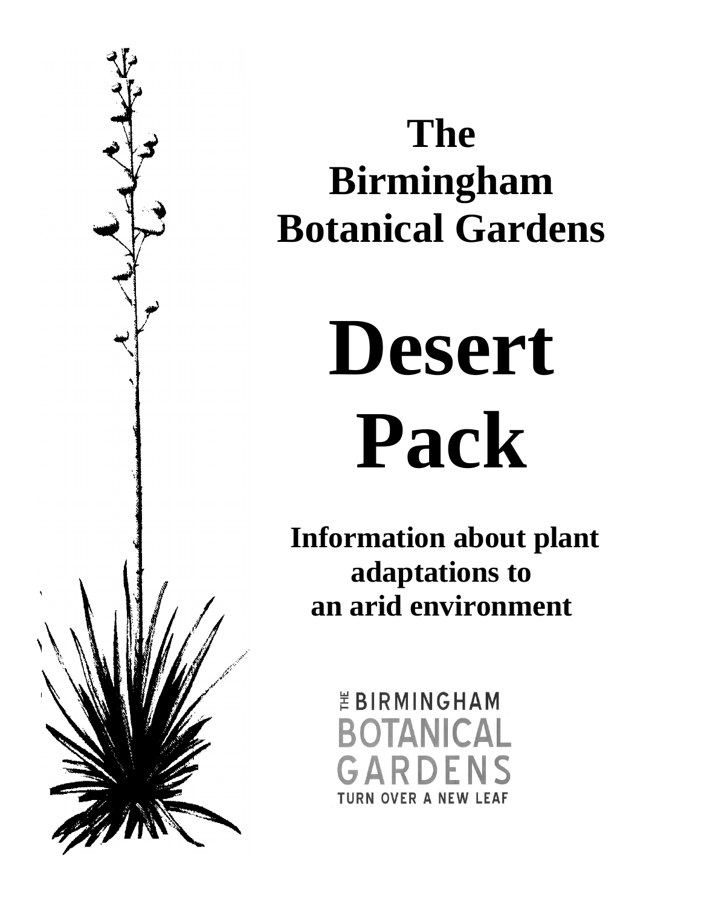# The Birmingham Botanical Gardens

# Desert Pack

**Information about plant adaptations to an arid environment**

THE BIRMINGHAM BOTANICAL GARDENS
TURN OVER A NEW LEAF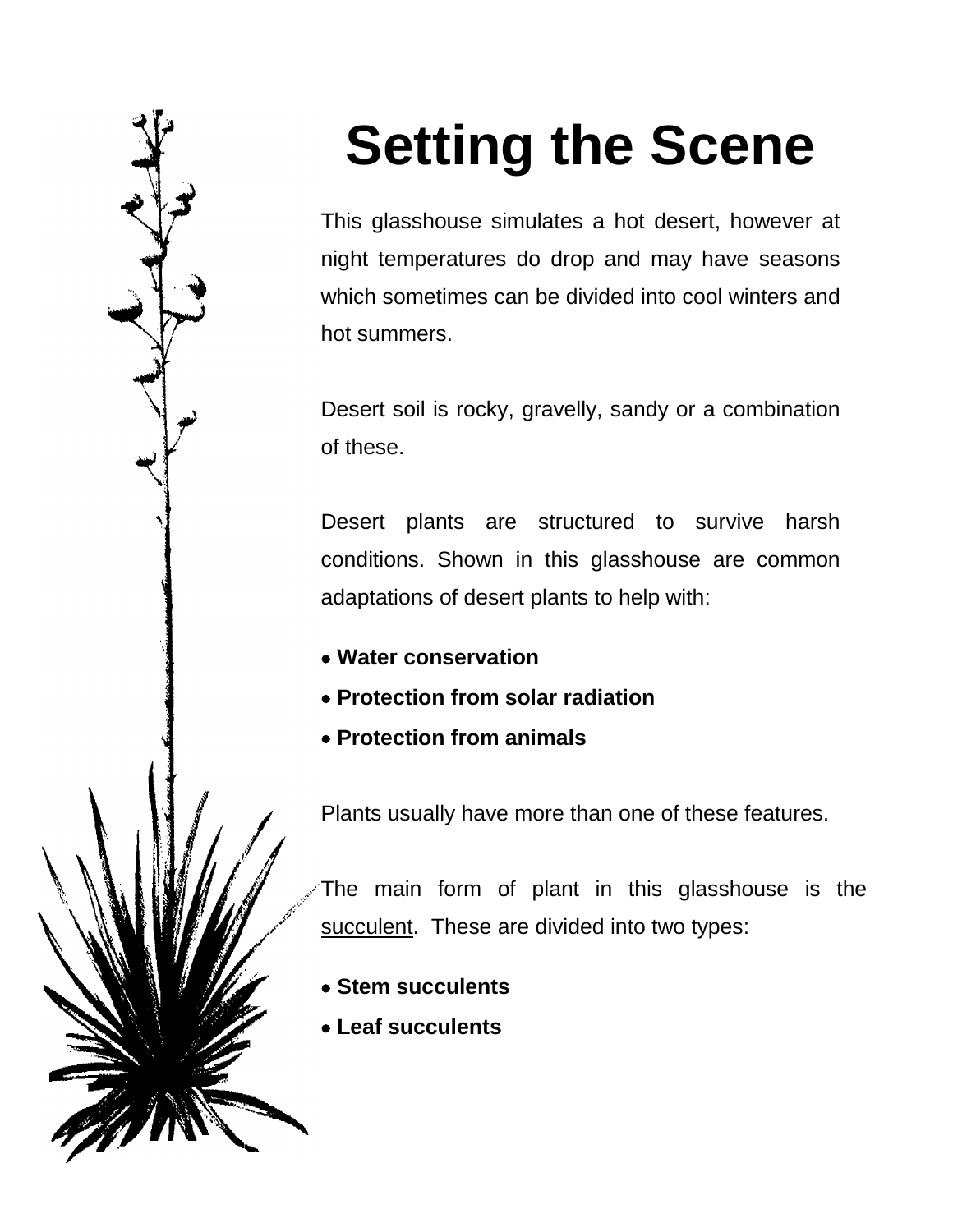# Setting the Scene

This glasshouse simulates a hot desert, however at night temperatures do drop and may have seasons which sometimes can be divided into cool winters and hot summers.

Desert soil is rocky, gravelly, sandy or a combination of these.

Desert plants are structured to survive harsh conditions. Shown in this glasshouse are common adaptations of desert plants to help with:

- **Water conservation**
- **Protection from solar radiation**
- **Protection from animals**

Plants usually have more than one of these features.

The main form of plant in this glasshouse is the succulent. These are divided into two types:

- **Stem succulents**
- **Leaf succulents**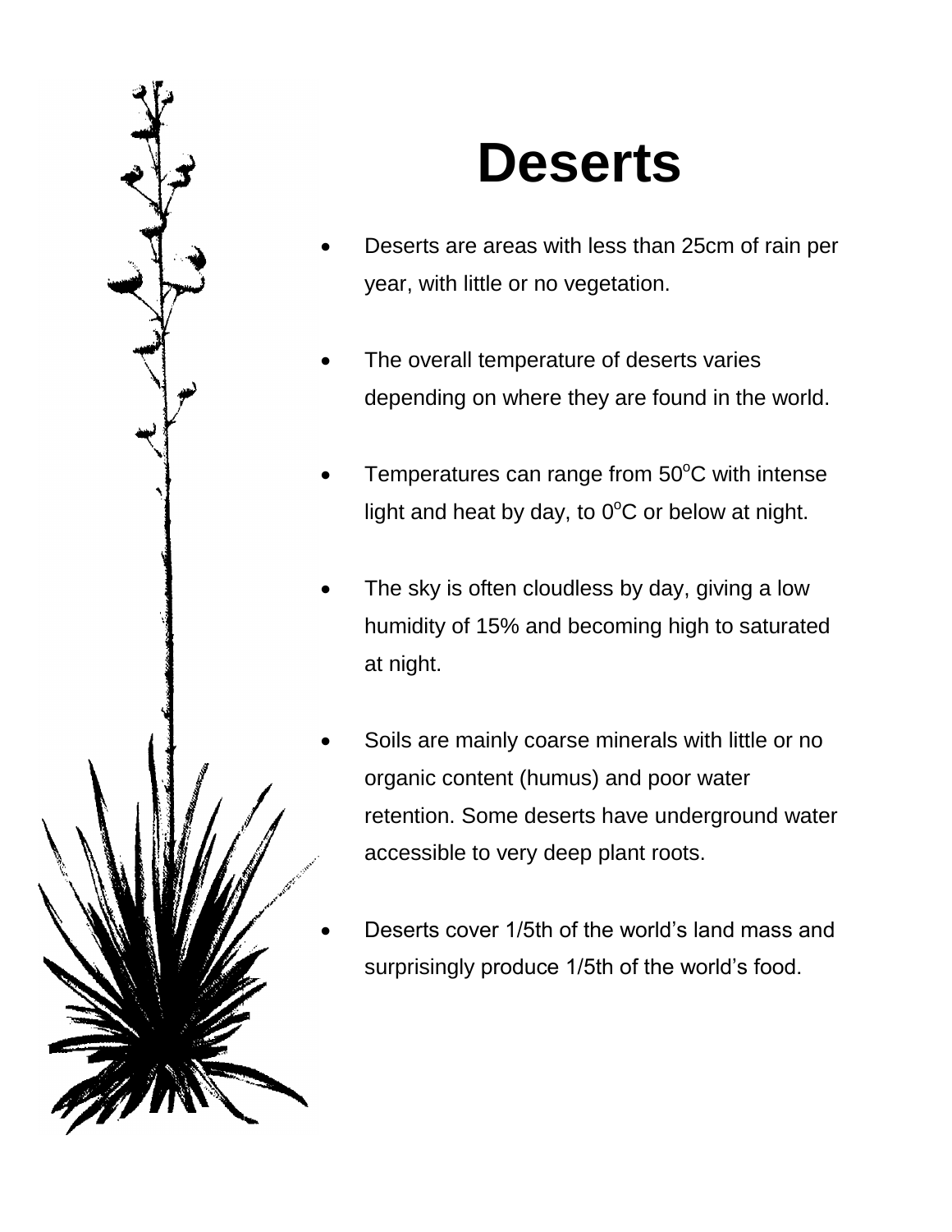# Deserts

- Deserts are areas with less than 25cm of rain per year, with little or no vegetation.
- The overall temperature of deserts varies depending on where they are found in the world.
- Temperatures can range from 50°C with intense light and heat by day, to 0°C or below at night.
- The sky is often cloudless by day, giving a low humidity of 15% and becoming high to saturated at night.
- Soils are mainly coarse minerals with little or no organic content (humus) and poor water retention. Some deserts have underground water accessible to very deep plant roots.
- Deserts cover 1/5th of the world's land mass and surprisingly produce 1/5th of the world's food.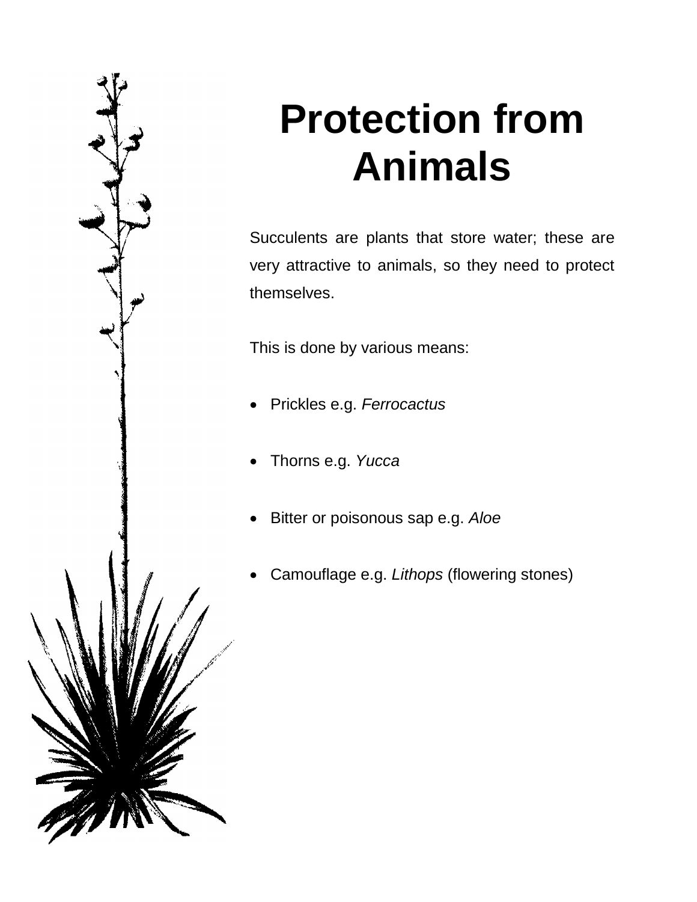# Protection from Animals

Succulents are plants that store water; these are very attractive to animals, so they need to protect themselves.

This is done by various means:

- Prickles e.g. *Ferrocactus*
- Thorns e.g. *Yucca*
- Bitter or poisonous sap e.g. *Aloe*
- Camouflage e.g. *Lithops* (flowering stones)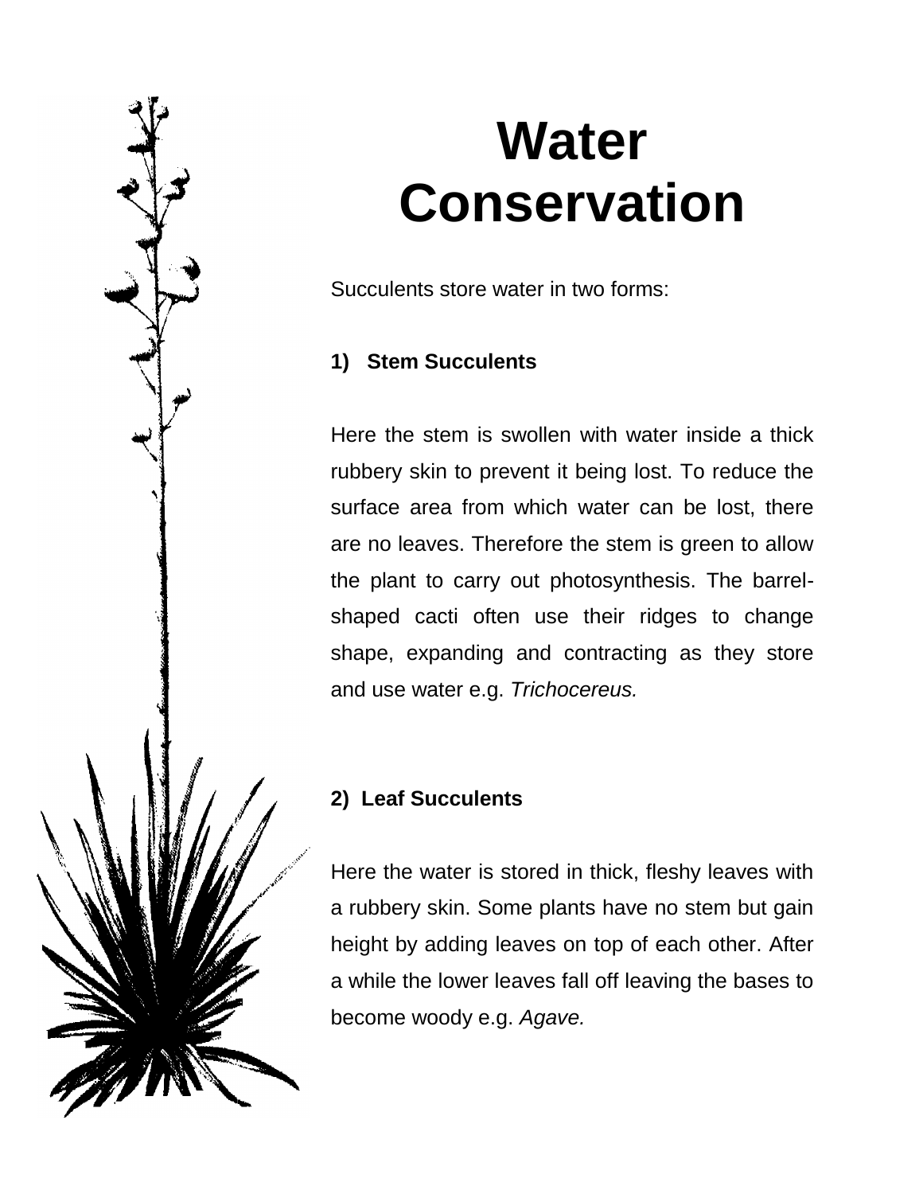# Water Conservation

Succulents store water in two forms:

## 1) Stem Succulents

Here the stem is swollen with water inside a thick rubbery skin to prevent it being lost. To reduce the surface area from which water can be lost, there are no leaves. Therefore the stem is green to allow the plant to carry out photosynthesis. The barrel-shaped cacti often use their ridges to change shape, expanding and contracting as they store and use water e.g. *Trichocereus.*

## 2) Leaf Succulents

Here the water is stored in thick, fleshy leaves with a rubbery skin. Some plants have no stem but gain height by adding leaves on top of each other. After a while the lower leaves fall off leaving the bases to become woody e.g. *Agave.*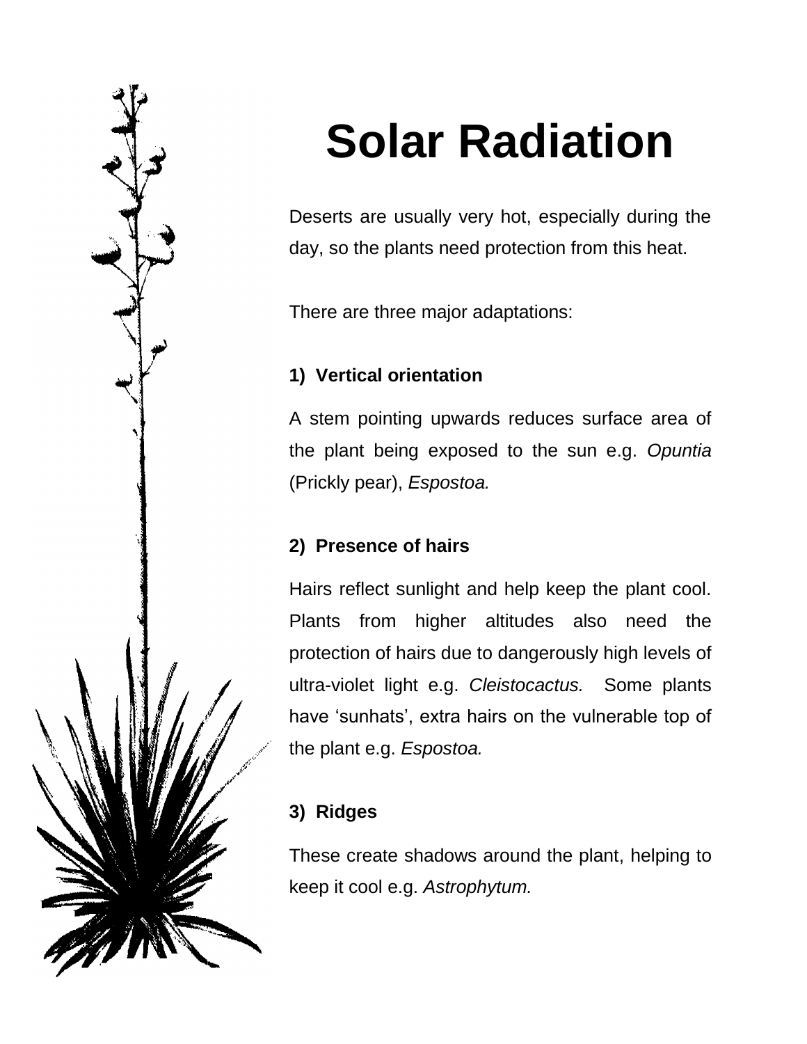# Solar Radiation

Deserts are usually very hot, especially during the day, so the plants need protection from this heat.

There are three major adaptations:

### 1) Vertical orientation

A stem pointing upwards reduces surface area of the plant being exposed to the sun e.g. *Opuntia* (Prickly pear), *Espostoa.*

### 2) Presence of hairs

Hairs reflect sunlight and help keep the plant cool. Plants from higher altitudes also need the protection of hairs due to dangerously high levels of ultra-violet light e.g. *Cleistocactus.* Some plants have 'sunhats', extra hairs on the vulnerable top of the plant e.g. *Espostoa.*

### 3) Ridges

These create shadows around the plant, helping to keep it cool e.g. *Astrophytum.*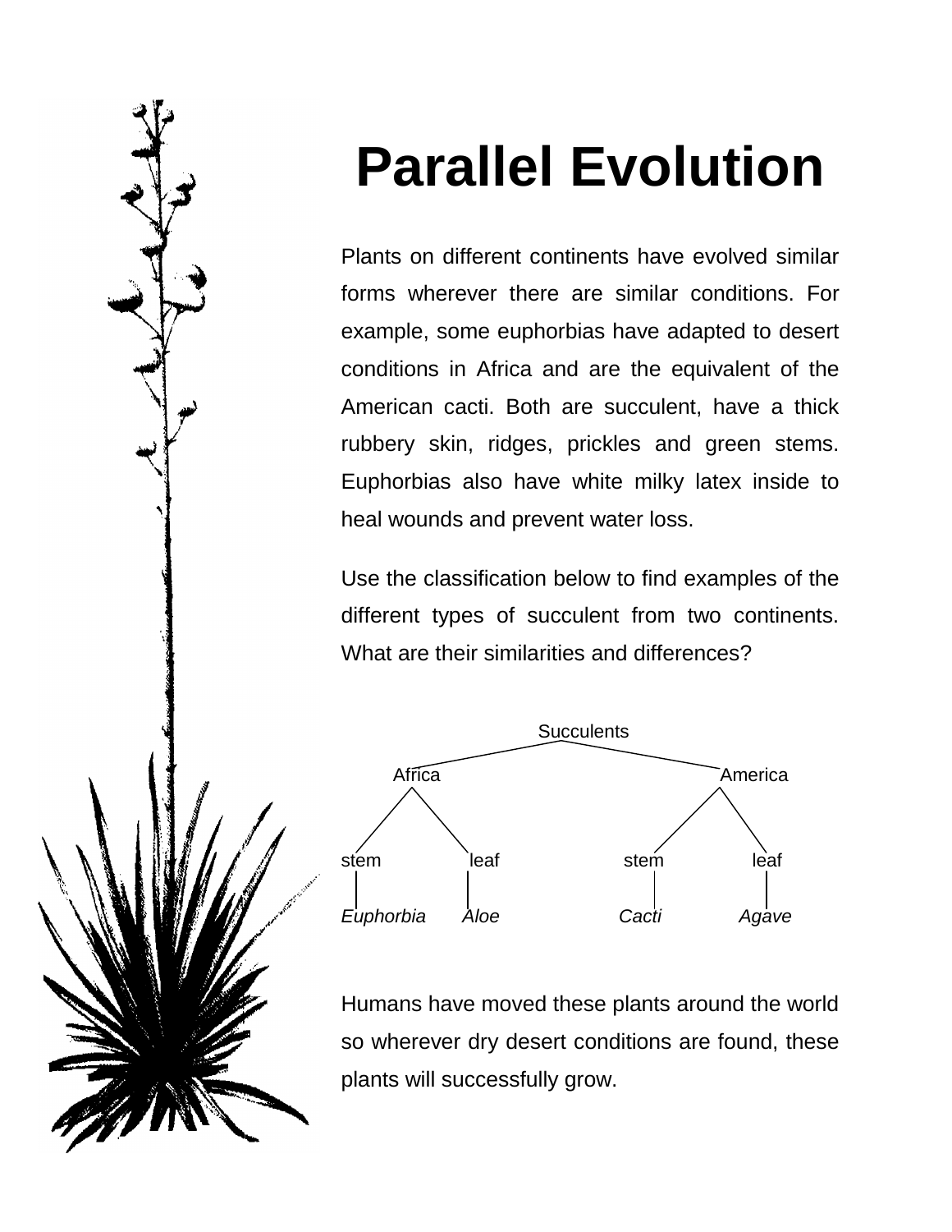# Parallel Evolution

Plants on different continents have evolved similar forms wherever there are similar conditions. For example, some euphorbias have adapted to desert conditions in Africa and are the equivalent of the American cacti. Both are succulent, have a thick rubbery skin, ridges, prickles and green stems. Euphorbias also have white milky latex inside to heal wounds and prevent water loss.

Use the classification below to find examples of the different types of succulent from two continents. What are their similarities and differences?

- Succulents
  - Africa
    - stem
      - *Euphorbia*
    - leaf
      - *Aloe*
  - America
    - stem
      - *Cacti*
    - leaf
      - *Agave*

Humans have moved these plants around the world so wherever dry desert conditions are found, these plants will successfully grow.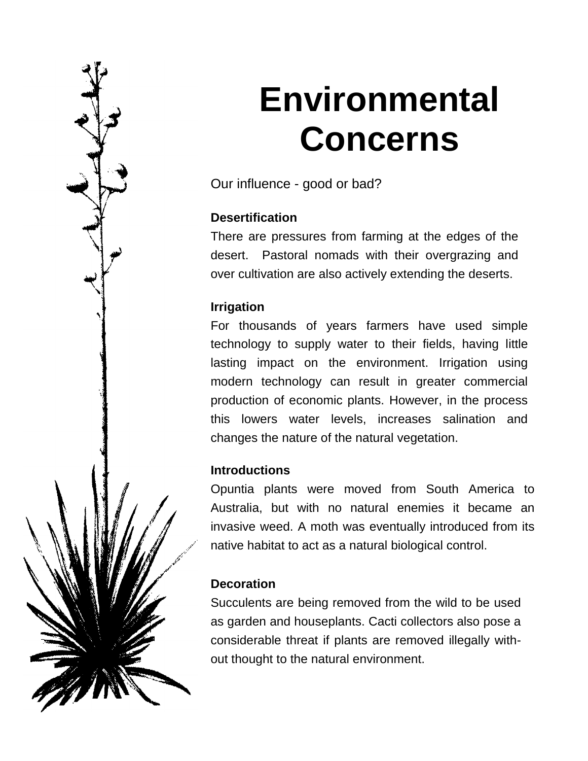# Environmental Concerns

Our influence - good or bad?

**Desertification**

There are pressures from farming at the edges of the desert. Pastoral nomads with their overgrazing and over cultivation are also actively extending the deserts.

**Irrigation**

For thousands of years farmers have used simple technology to supply water to their fields, having little lasting impact on the environment. Irrigation using modern technology can result in greater commercial production of economic plants. However, in the process this lowers water levels, increases salination and changes the nature of the natural vegetation.

**Introductions**

Opuntia plants were moved from South America to Australia, but with no natural enemies it became an invasive weed. A moth was eventually introduced from its native habitat to act as a natural biological control.

**Decoration**

Succulents are being removed from the wild to be used as garden and houseplants. Cacti collectors also pose a considerable threat if plants are removed illegally without thought to the natural environment.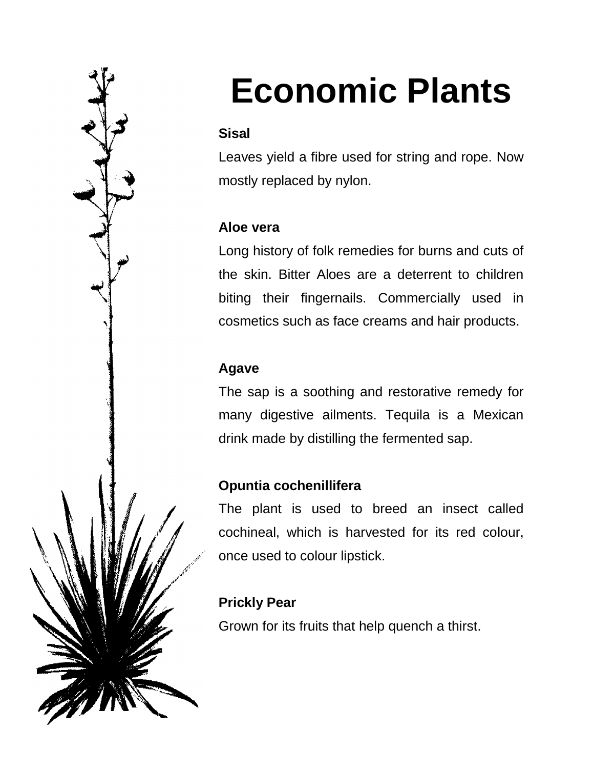# Economic Plants

**Sisal**

Leaves yield a fibre used for string and rope. Now mostly replaced by nylon.

**Aloe vera**

Long history of folk remedies for burns and cuts of the skin. Bitter Aloes are a deterrent to children biting their fingernails. Commercially used in cosmetics such as face creams and hair products.

**Agave**

The sap is a soothing and restorative remedy for many digestive ailments. Tequila is a Mexican drink made by distilling the fermented sap.

**Opuntia cochenillifera**

The plant is used to breed an insect called cochineal, which is harvested for its red colour, once used to colour lipstick.

**Prickly Pear**

Grown for its fruits that help quench a thirst.